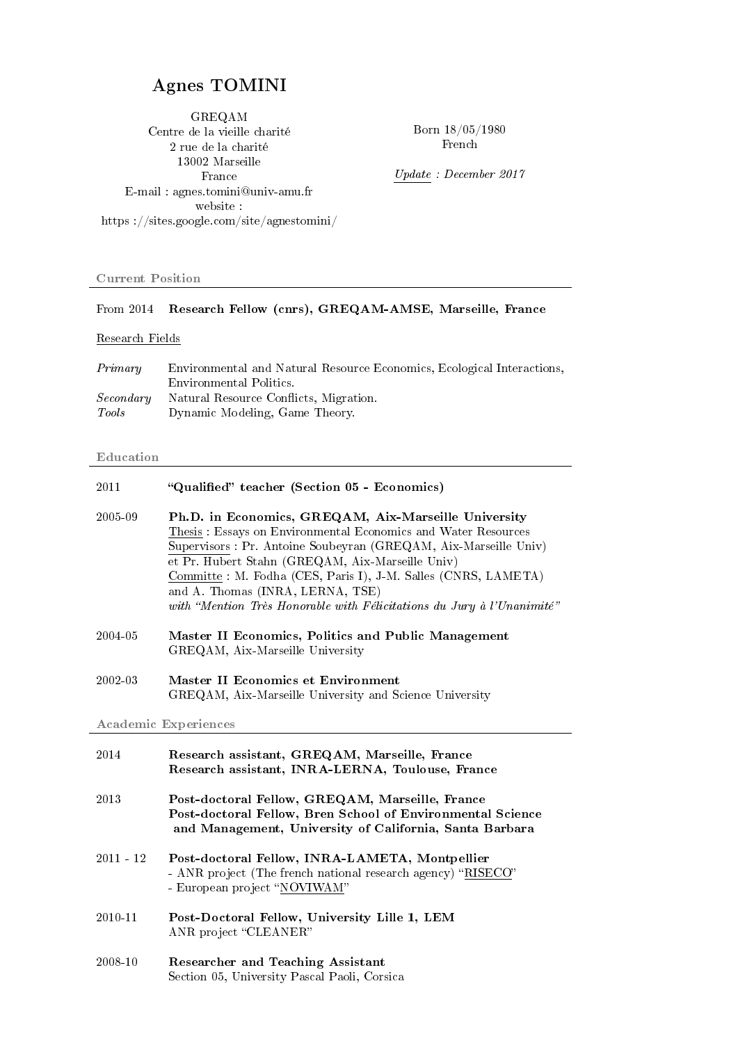# Agnes TOMINI

GREQAM
Centre de la vieille charité
2 rue de la charité
13002 Marseille
France
E-mail : agnes.tomini@univ-amu.fr
website :
https ://sites.google.com/site/agnestomini/

Born 18/05/1980
French

Update : *December 2017*

## Current Position

From 2014 **Research Fellow (cnrs), GREQAM-AMSE, Marseille, France**

Research Fields

| | |
|---|---|
| *Primary* | Environmental and Natural Resource Economics, Ecological Interactions, Environmental Politics. |
| *Secondary* | Natural Resource Conflicts, Migration. |
| *Tools* | Dynamic Modeling, Game Theory. |

## Education

2011 **"Qualified" teacher (Section 05 - Economics)**

2005-09 **Ph.D. in Economics, GREQAM, Aix-Marseille University**
Thesis : Essays on Environmental Economics and Water Resources
Supervisors : Pr. Antoine Soubeyran (GREQAM, Aix-Marseille Univ) et Pr. Hubert Stahn (GREQAM, Aix-Marseille Univ)
Committe : M. Fodha (CES, Paris I), J-M. Salles (CNRS, LAMETA) and A. Thomas (INRA, LERNA, TSE)
*with "Mention Très Honorable with Félicitations du Jury à l'Unanimité"*

2004-05 **Master II Economics, Politics and Public Management**
GREQAM, Aix-Marseille University

2002-03 **Master II Economics et Environment**
GREQAM, Aix-Marseille University and Science University

## Academic Experiences

2014 **Research assistant, GREQAM, Marseille, France**
**Research assistant, INRA-LERNA, Toulouse, France**

2013 **Post-doctoral Fellow, GREQAM, Marseille, France**
**Post-doctoral Fellow, Bren School of Environmental Science and Management, University of California, Santa Barbara**

2011 - 12 **Post-doctoral Fellow, INRA-LAMETA, Montpellier**
- ANR project (The french national research agency) "RISECO"
- European project "NOVIWAM"

2010-11 **Post-Doctoral Fellow, University Lille 1, LEM**
ANR project "CLEANER"

2008-10 **Researcher and Teaching Assistant**
Section 05, University Pascal Paoli, Corsica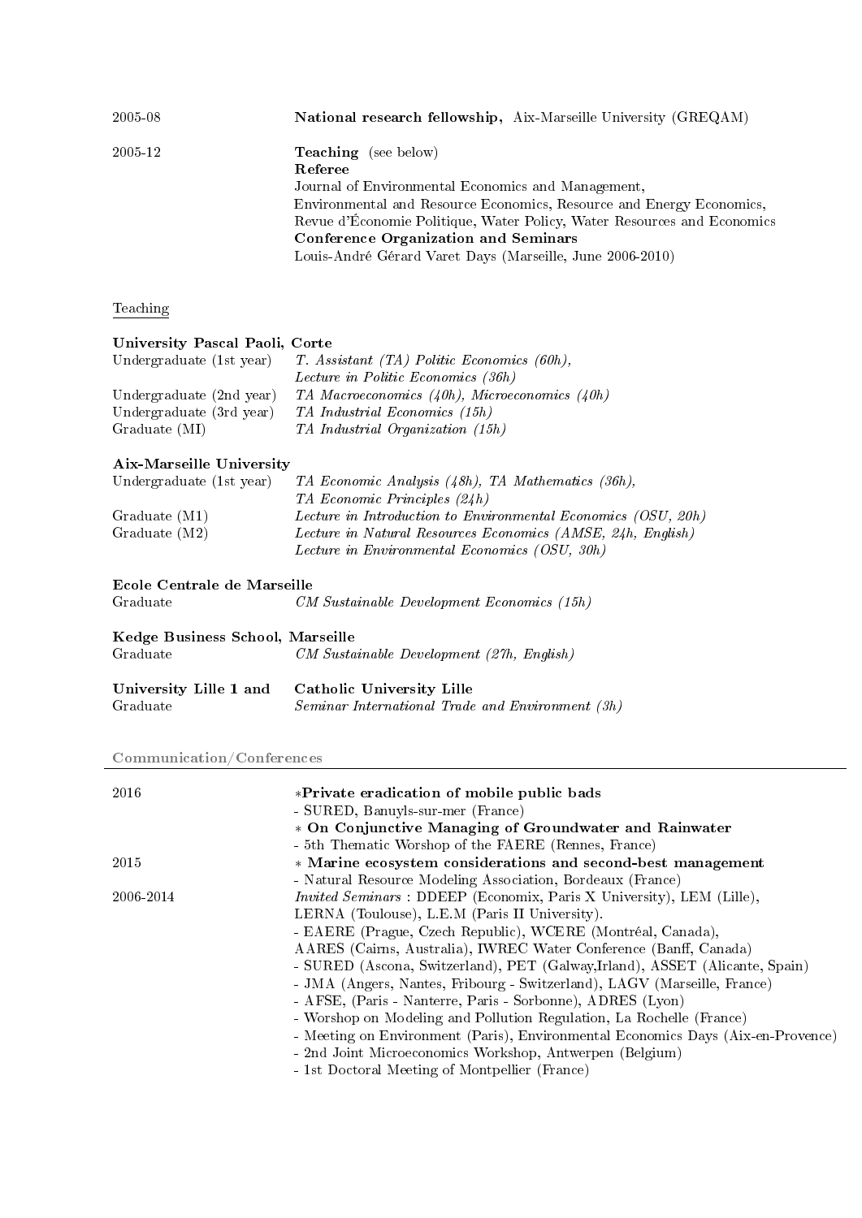| | |
|---|---|
| 2005-08 | **National research fellowship,** Aix-Marseille University (GREQAM) |
| 2005-12 | **Teaching** (see below)<br>**Referee**<br>Journal of Environmental Economics and Management,<br>Environmental and Resource Economics, Resource and Energy Economics,<br>Revue d'Économie Politique, Water Policy, Water Resources and Economics<br>**Conference Organization and Seminars**<br>Louis-André Gérard Varet Days (Marseille, June 2006-2010) |

## Teaching

**University Pascal Paoli, Corte**

| | |
|---|---|
| Undergraduate (1st year) | *T. Assistant (TA) Politic Economics (60h),*<br>*Lecture in Politic Economics (36h)* |
| Undergraduate (2nd year) | *TA Macroeconomics (40h), Microeconomics (40h)* |
| Undergraduate (3rd year) | *TA Industrial Economics (15h)* |
| Graduate (MI) | *TA Industrial Organization (15h)* |

**Aix-Marseille University**

| | |
|---|---|
| Undergraduate (1st year) | *TA Economic Analysis (48h), TA Mathematics (36h),*<br>*TA Economic Principles (24h)* |
| Graduate (M1) | *Lecture in Introduction to Environmental Economics (OSU, 20h)* |
| Graduate (M2) | *Lecture in Natural Resources Economics (AMSE, 24h, English)*<br>*Lecture in Environmental Economics (OSU, 30h)* |

**Ecole Centrale de Marseille**

| | |
|---|---|
| Graduate | *CM Sustainable Development Economics (15h)* |

**Kedge Business School, Marseille**

| | |
|---|---|
| Graduate | *CM Sustainable Development (27h, English)* |

**University Lille 1 and Catholic University Lille**

| | |
|---|---|
| Graduate | *Seminar International Trade and Environment (3h)* |

## Communication/Conferences

| | |
|---|---|
| 2016 | ∗**Private eradication of mobile public bads**<br>- SURED, Banuyls-sur-mer (France)<br>∗ **On Conjunctive Managing of Groundwater and Rainwater**<br>- 5th Thematic Worshop of the FAERE (Rennes, France) |
| 2015 | ∗ **Marine ecosystem considerations and second-best management**<br>- Natural Resource Modeling Association, Bordeaux (France) |
| 2006-2014 | *Invited Seminars* : DDEEP (Economix, Paris X University), LEM (Lille), LERNA (Toulouse), L.E.M (Paris II University).<br>- EAERE (Prague, Czech Republic), WCERE (Montréal, Canada), AARES (Cairns, Australia), IWREC Water Conference (Banff, Canada)<br>- SURED (Ascona, Switzerland), PET (Galway,Irland), ASSET (Alicante, Spain)<br>- JMA (Angers, Nantes, Fribourg - Switzerland), LAGV (Marseille, France)<br>- AFSE, (Paris - Nanterre, Paris - Sorbonne), ADRES (Lyon)<br>- Worshop on Modeling and Pollution Regulation, La Rochelle (France)<br>- Meeting on Environment (Paris), Environmental Economics Days (Aix-en-Provence)<br>- 2nd Joint Microeconomics Workshop, Antwerpen (Belgium)<br>- 1st Doctoral Meeting of Montpellier (France) |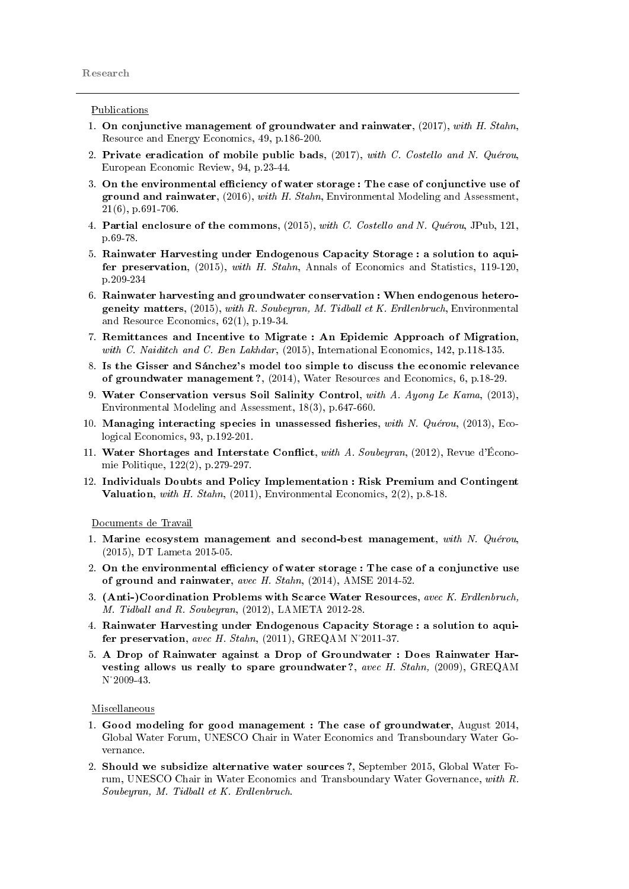## Research

### Publications

1. **On conjunctive management of groundwater and rainwater**, (2017), *with H. Stahn*, Resource and Energy Economics, 49, p.186-200.
2. **Private eradication of mobile public bads**, (2017), *with C. Costello and N. Quérou*, European Economic Review, 94, p.23-44.
3. **On the environmental efficiency of water storage : The case of conjunctive use of ground and rainwater**, (2016), *with H. Stahn*, Environmental Modeling and Assessment, 21(6), p.691-706.
4. **Partial enclosure of the commons**, (2015), *with C. Costello and N. Quérou*, JPub, 121, p.69-78.
5. **Rainwater Harvesting under Endogenous Capacity Storage : a solution to aquifer preservation**, (2015), *with H. Stahn*, Annals of Economics and Statistics, 119-120, p.209-234
6. **Rainwater harvesting and groundwater conservation : When endogenous heterogeneity matters**, (2015), *with R. Soubeyran, M. Tidball et K. Erdlenbruch*, Environmental and Resource Economics, 62(1), p.19-34.
7. **Remittances and Incentive to Migrate : An Epidemic Approach of Migration**, *with C. Naiditch and C. Ben Lakhdar*, (2015), International Economics, 142, p.118-135.
8. **Is the Gisser and Sánchez's model too simple to discuss the economic relevance of groundwater management ?**, (2014), Water Resources and Economics, 6, p.18-29.
9. **Water Conservation versus Soil Salinity Control**, *with A. Ayong Le Kama*, (2013), Environmental Modeling and Assessment, 18(3), p.647-660.
10. **Managing interacting species in unassessed fisheries**, *with N. Quérou*, (2013), Ecological Economics, 93, p.192-201.
11. **Water Shortages and Interstate Conflict**, *with A. Soubeyran*, (2012), Revue d'Économie Politique, 122(2), p.279-297.
12. **Individuals Doubts and Policy Implementation : Risk Premium and Contingent Valuation**, *with H. Stahn*, (2011), Environmental Economics, 2(2), p.8-18.

### Documents de Travail

1. **Marine ecosystem management and second-best management**, *with N. Quérou*, (2015), DT Lameta 2015-05.
2. **On the environmental efficiency of water storage : The case of a conjunctive use of ground and rainwater**, *avec H. Stahn*, (2014), AMSE 2014-52.
3. **(Anti-)Coordination Problems with Scarce Water Resources**, *avec K. Erdlenbruch, M. Tidball and R. Soubeyran*, (2012), LAMETA 2012-28.
4. **Rainwater Harvesting under Endogenous Capacity Storage : a solution to aquifer preservation**, *avec H. Stahn*, (2011), GREQAM N°2011-37.
5. **A Drop of Rainwater against a Drop of Groundwater : Does Rainwater Harvesting allows us really to spare groundwater ?**, *avec H. Stahn*, (2009), GREQAM N°2009-43.

### Miscellaneous

1. **Good modeling for good management : The case of groundwater**, August 2014, Global Water Forum, UNESCO Chair in Water Economics and Transboundary Water Governance.
2. **Should we subsidize alternative water sources ?**, September 2015, Global Water Forum, UNESCO Chair in Water Economics and Transboundary Water Governance, *with R. Soubeyran, M. Tidball et K. Erdlenbruch*.